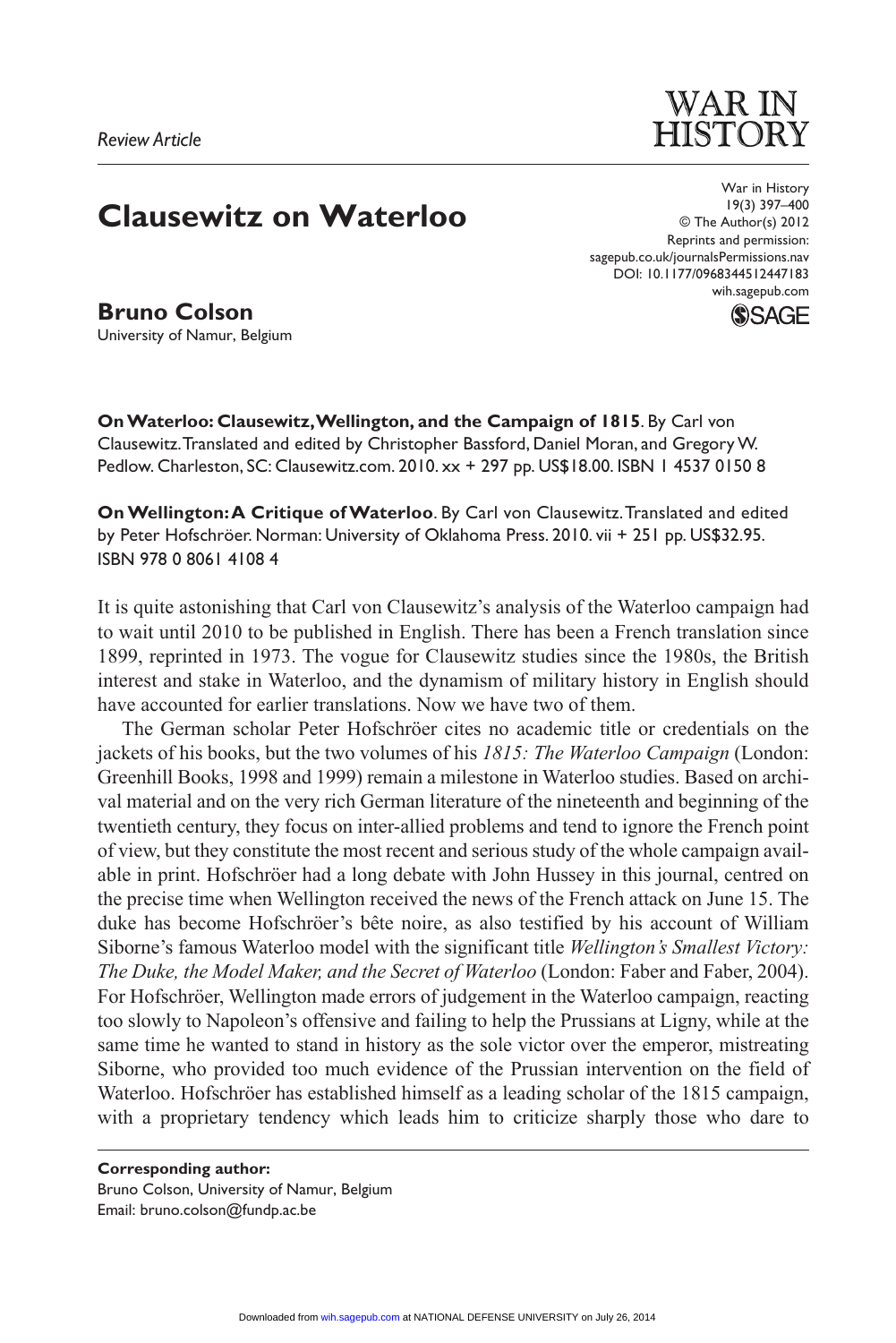*Review Article*

# Clausewitz on Waterloo

**Bruno Colson**
University of Namur, Belgium

**On Waterloo: Clausewitz, Wellington, and the Campaign of 1815**. By Carl von Clausewitz. Translated and edited by Christopher Bassford, Daniel Moran, and Gregory W. Pedlow. Charleston, SC: Clausewitz.com. 2010. xx + 297 pp. US$18.00. ISBN 1 4537 0150 8

**On Wellington: A Critique of Waterloo**. By Carl von Clausewitz. Translated and edited by Peter Hofschröer. Norman: University of Oklahoma Press. 2010. vii + 251 pp. US$32.95. ISBN 978 0 8061 4108 4

It is quite astonishing that Carl von Clausewitz's analysis of the Waterloo campaign had to wait until 2010 to be published in English. There has been a French translation since 1899, reprinted in 1973. The vogue for Clausewitz studies since the 1980s, the British interest and stake in Waterloo, and the dynamism of military history in English should have accounted for earlier translations. Now we have two of them.

The German scholar Peter Hofschröer cites no academic title or credentials on the jackets of his books, but the two volumes of his *1815: The Waterloo Campaign* (London: Greenhill Books, 1998 and 1999) remain a milestone in Waterloo studies. Based on archival material and on the very rich German literature of the nineteenth and beginning of the twentieth century, they focus on inter-allied problems and tend to ignore the French point of view, but they constitute the most recent and serious study of the whole campaign available in print. Hofschröer had a long debate with John Hussey in this journal, centred on the precise time when Wellington received the news of the French attack on June 15. The duke has become Hofschröer's bête noire, as also testified by his account of William Siborne's famous Waterloo model with the significant title *Wellington's Smallest Victory: The Duke, the Model Maker, and the Secret of Waterloo* (London: Faber and Faber, 2004). For Hofschröer, Wellington made errors of judgement in the Waterloo campaign, reacting too slowly to Napoleon's offensive and failing to help the Prussians at Ligny, while at the same time he wanted to stand in history as the sole victor over the emperor, mistreating Siborne, who provided too much evidence of the Prussian intervention on the field of Waterloo. Hofschröer has established himself as a leading scholar of the 1815 campaign, with a proprietary tendency which leads him to criticize sharply those who dare to

**Corresponding author:**
Bruno Colson, University of Namur, Belgium
Email: bruno.colson@fundp.ac.be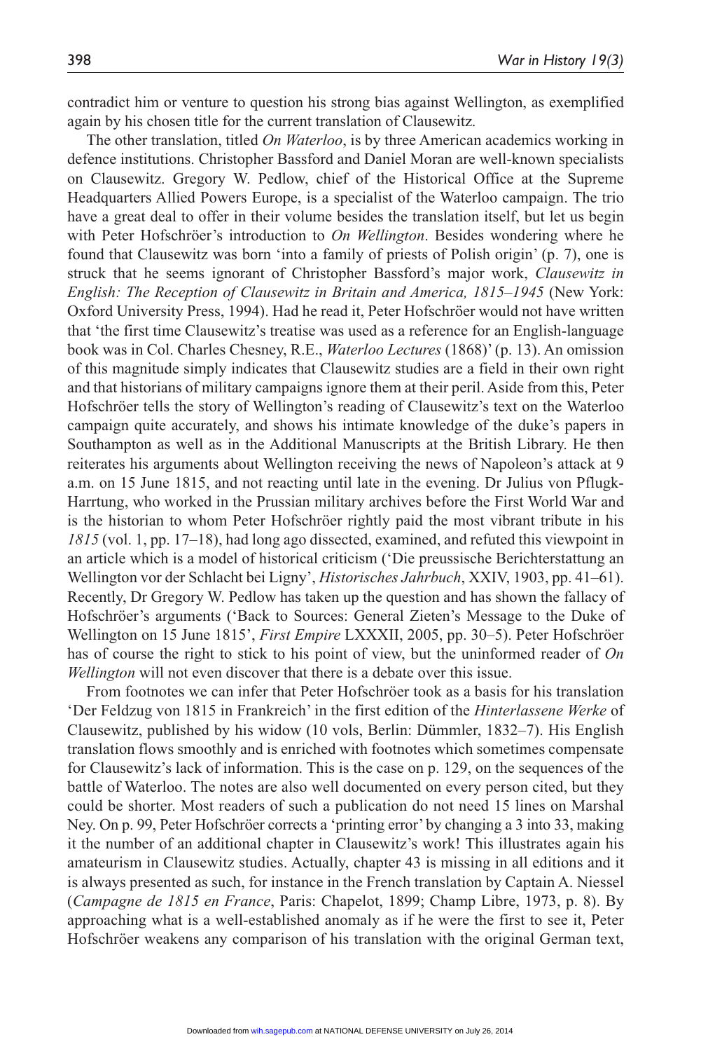contradict him or venture to question his strong bias against Wellington, as exemplified again by his chosen title for the current translation of Clausewitz.

The other translation, titled *On Waterloo*, is by three American academics working in defence institutions. Christopher Bassford and Daniel Moran are well-known specialists on Clausewitz. Gregory W. Pedlow, chief of the Historical Office at the Supreme Headquarters Allied Powers Europe, is a specialist of the Waterloo campaign. The trio have a great deal to offer in their volume besides the translation itself, but let us begin with Peter Hofschröer's introduction to *On Wellington*. Besides wondering where he found that Clausewitz was born 'into a family of priests of Polish origin' (p. 7), one is struck that he seems ignorant of Christopher Bassford's major work, *Clausewitz in English: The Reception of Clausewitz in Britain and America, 1815–1945* (New York: Oxford University Press, 1994). Had he read it, Peter Hofschröer would not have written that 'the first time Clausewitz's treatise was used as a reference for an English-language book was in Col. Charles Chesney, R.E., *Waterloo Lectures* (1868)' (p. 13). An omission of this magnitude simply indicates that Clausewitz studies are a field in their own right and that historians of military campaigns ignore them at their peril. Aside from this, Peter Hofschröer tells the story of Wellington's reading of Clausewitz's text on the Waterloo campaign quite accurately, and shows his intimate knowledge of the duke's papers in Southampton as well as in the Additional Manuscripts at the British Library. He then reiterates his arguments about Wellington receiving the news of Napoleon's attack at 9 a.m. on 15 June 1815, and not reacting until late in the evening. Dr Julius von Pflugk-Harrtung, who worked in the Prussian military archives before the First World War and is the historian to whom Peter Hofschröer rightly paid the most vibrant tribute in his *1815* (vol. 1, pp. 17–18), had long ago dissected, examined, and refuted this viewpoint in an article which is a model of historical criticism ('Die preussische Berichterstattung an Wellington vor der Schlacht bei Ligny', *Historisches Jahrbuch*, XXIV, 1903, pp. 41–61). Recently, Dr Gregory W. Pedlow has taken up the question and has shown the fallacy of Hofschröer's arguments ('Back to Sources: General Zieten's Message to the Duke of Wellington on 15 June 1815', *First Empire* LXXXII, 2005, pp. 30–5). Peter Hofschröer has of course the right to stick to his point of view, but the uninformed reader of *On Wellington* will not even discover that there is a debate over this issue.

From footnotes we can infer that Peter Hofschröer took as a basis for his translation 'Der Feldzug von 1815 in Frankreich' in the first edition of the *Hinterlassene Werke* of Clausewitz, published by his widow (10 vols, Berlin: Dümmler, 1832–7). His English translation flows smoothly and is enriched with footnotes which sometimes compensate for Clausewitz's lack of information. This is the case on p. 129, on the sequences of the battle of Waterloo. The notes are also well documented on every person cited, but they could be shorter. Most readers of such a publication do not need 15 lines on Marshal Ney. On p. 99, Peter Hofschröer corrects a 'printing error' by changing a 3 into 33, making it the number of an additional chapter in Clausewitz's work! This illustrates again his amateurism in Clausewitz studies. Actually, chapter 43 is missing in all editions and it is always presented as such, for instance in the French translation by Captain A. Niessel (*Campagne de 1815 en France*, Paris: Chapelot, 1899; Champ Libre, 1973, p. 8). By approaching what is a well-established anomaly as if he were the first to see it, Peter Hofschröer weakens any comparison of his translation with the original German text,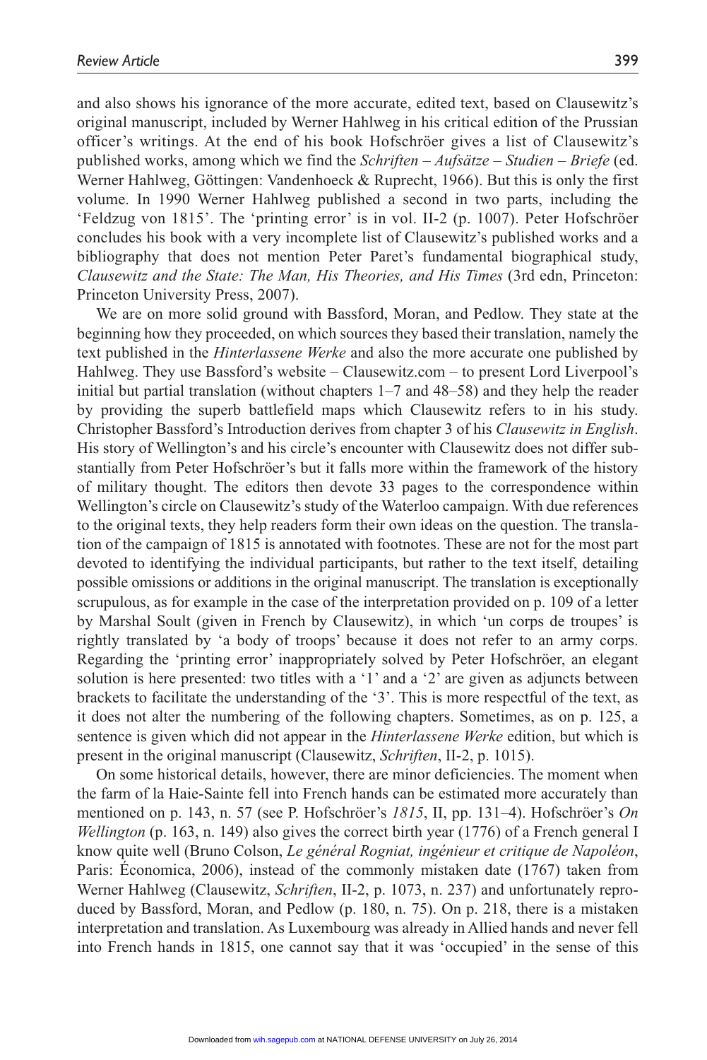and also shows his ignorance of the more accurate, edited text, based on Clausewitz's original manuscript, included by Werner Hahlweg in his critical edition of the Prussian officer's writings. At the end of his book Hofschröer gives a list of Clausewitz's published works, among which we find the *Schriften – Aufsätze – Studien – Briefe* (ed. Werner Hahlweg, Göttingen: Vandenhoeck & Ruprecht, 1966). But this is only the first volume. In 1990 Werner Hahlweg published a second in two parts, including the 'Feldzug von 1815'. The 'printing error' is in vol. II-2 (p. 1007). Peter Hofschröer concludes his book with a very incomplete list of Clausewitz's published works and a bibliography that does not mention Peter Paret's fundamental biographical study, *Clausewitz and the State: The Man, His Theories, and His Times* (3rd edn, Princeton: Princeton University Press, 2007).

We are on more solid ground with Bassford, Moran, and Pedlow. They state at the beginning how they proceeded, on which sources they based their translation, namely the text published in the *Hinterlassene Werke* and also the more accurate one published by Hahlweg. They use Bassford's website – Clausewitz.com – to present Lord Liverpool's initial but partial translation (without chapters 1–7 and 48–58) and they help the reader by providing the superb battlefield maps which Clausewitz refers to in his study. Christopher Bassford's Introduction derives from chapter 3 of his *Clausewitz in English*. His story of Wellington's and his circle's encounter with Clausewitz does not differ substantially from Peter Hofschröer's but it falls more within the framework of the history of military thought. The editors then devote 33 pages to the correspondence within Wellington's circle on Clausewitz's study of the Waterloo campaign. With due references to the original texts, they help readers form their own ideas on the question. The translation of the campaign of 1815 is annotated with footnotes. These are not for the most part devoted to identifying the individual participants, but rather to the text itself, detailing possible omissions or additions in the original manuscript. The translation is exceptionally scrupulous, as for example in the case of the interpretation provided on p. 109 of a letter by Marshal Soult (given in French by Clausewitz), in which 'un corps de troupes' is rightly translated by 'a body of troops' because it does not refer to an army corps. Regarding the 'printing error' inappropriately solved by Peter Hofschröer, an elegant solution is here presented: two titles with a '1' and a '2' are given as adjuncts between brackets to facilitate the understanding of the '3'. This is more respectful of the text, as it does not alter the numbering of the following chapters. Sometimes, as on p. 125, a sentence is given which did not appear in the *Hinterlassene Werke* edition, but which is present in the original manuscript (Clausewitz, *Schriften*, II-2, p. 1015).

On some historical details, however, there are minor deficiencies. The moment when the farm of la Haie-Sainte fell into French hands can be estimated more accurately than mentioned on p. 143, n. 57 (see P. Hofschröer's *1815*, II, pp. 131–4). Hofschröer's *On Wellington* (p. 163, n. 149) also gives the correct birth year (1776) of a French general I know quite well (Bruno Colson, *Le général Rogniat, ingénieur et critique de Napoléon*, Paris: Économica, 2006), instead of the commonly mistaken date (1767) taken from Werner Hahlweg (Clausewitz, *Schriften*, II-2, p. 1073, n. 237) and unfortunately reproduced by Bassford, Moran, and Pedlow (p. 180, n. 75). On p. 218, there is a mistaken interpretation and translation. As Luxembourg was already in Allied hands and never fell into French hands in 1815, one cannot say that it was 'occupied' in the sense of this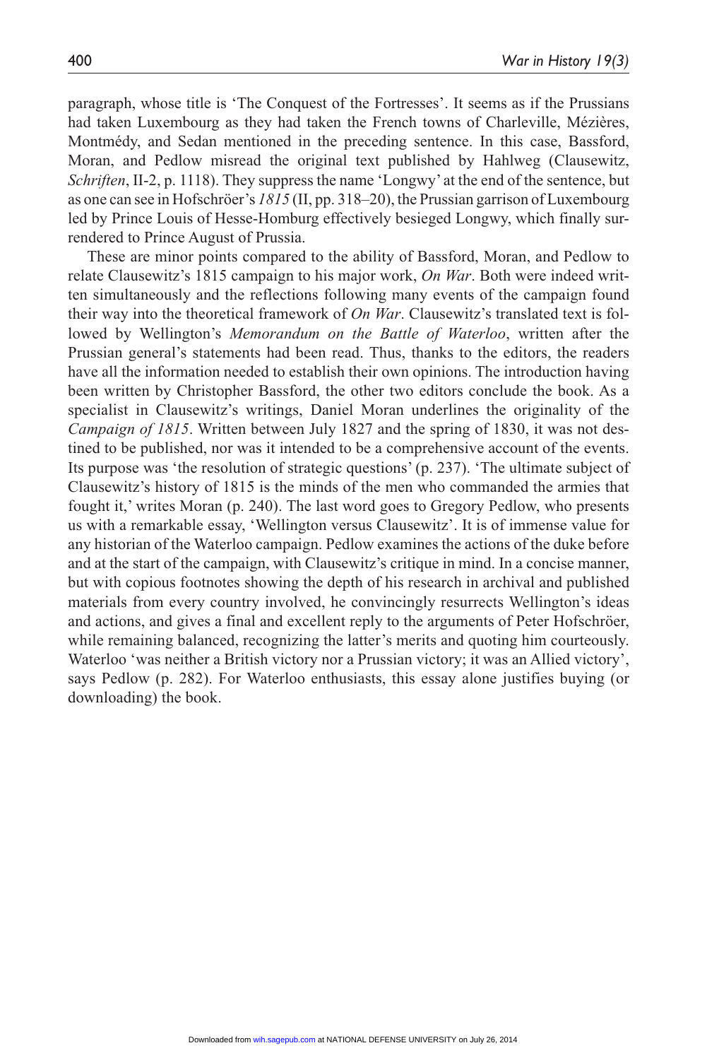paragraph, whose title is 'The Conquest of the Fortresses'. It seems as if the Prussians had taken Luxembourg as they had taken the French towns of Charleville, Mézières, Montmédy, and Sedan mentioned in the preceding sentence. In this case, Bassford, Moran, and Pedlow misread the original text published by Hahlweg (Clausewitz, *Schriften*, II-2, p. 1118). They suppress the name 'Longwy' at the end of the sentence, but as one can see in Hofschröer's *1815* (II, pp. 318–20), the Prussian garrison of Luxembourg led by Prince Louis of Hesse-Homburg effectively besieged Longwy, which finally surrendered to Prince August of Prussia.

These are minor points compared to the ability of Bassford, Moran, and Pedlow to relate Clausewitz's 1815 campaign to his major work, *On War*. Both were indeed written simultaneously and the reflections following many events of the campaign found their way into the theoretical framework of *On War*. Clausewitz's translated text is followed by Wellington's *Memorandum on the Battle of Waterloo*, written after the Prussian general's statements had been read. Thus, thanks to the editors, the readers have all the information needed to establish their own opinions. The introduction having been written by Christopher Bassford, the other two editors conclude the book. As a specialist in Clausewitz's writings, Daniel Moran underlines the originality of the *Campaign of 1815*. Written between July 1827 and the spring of 1830, it was not destined to be published, nor was it intended to be a comprehensive account of the events. Its purpose was 'the resolution of strategic questions' (p. 237). 'The ultimate subject of Clausewitz's history of 1815 is the minds of the men who commanded the armies that fought it,' writes Moran (p. 240). The last word goes to Gregory Pedlow, who presents us with a remarkable essay, 'Wellington versus Clausewitz'. It is of immense value for any historian of the Waterloo campaign. Pedlow examines the actions of the duke before and at the start of the campaign, with Clausewitz's critique in mind. In a concise manner, but with copious footnotes showing the depth of his research in archival and published materials from every country involved, he convincingly resurrects Wellington's ideas and actions, and gives a final and excellent reply to the arguments of Peter Hofschröer, while remaining balanced, recognizing the latter's merits and quoting him courteously. Waterloo 'was neither a British victory nor a Prussian victory; it was an Allied victory', says Pedlow (p. 282). For Waterloo enthusiasts, this essay alone justifies buying (or downloading) the book.